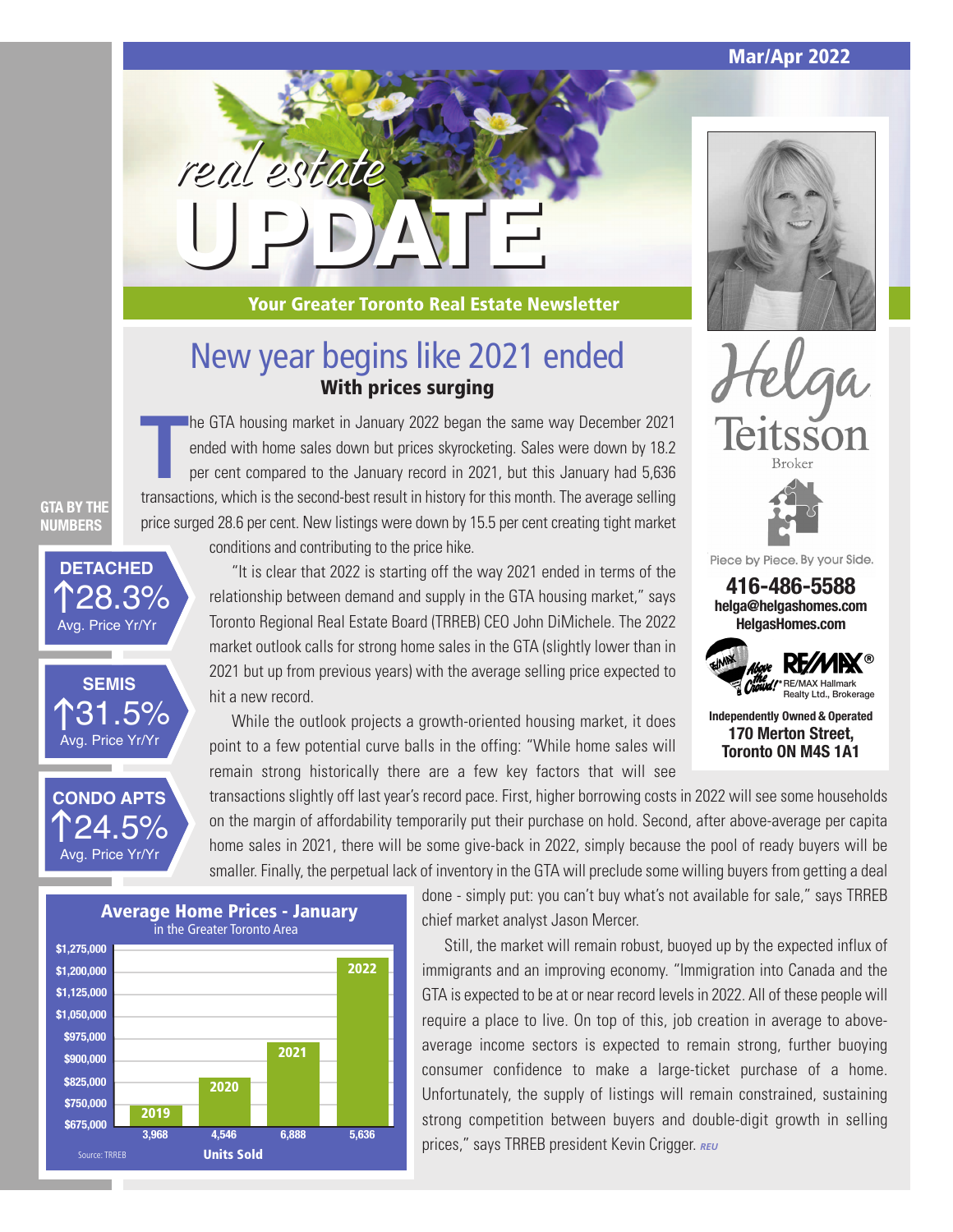Mar/Apr 2022

# real estate UPDATE

**Your Greater Toronto Real Estate Newsletter**

Helga Teitsson
Broker

Piece by Piece. By your Side.

**416-486-5588**
**helga@helgashomes.com**
**HelgasHomes.com**

RE/MAX Hallmark Realty Ltd., Brokerage

**Independently Owned & Operated**
**170 Merton Street, Toronto ON M4S 1A1**

## New year begins like 2021 ended
### With prices surging

The GTA housing market in January 2022 began the same way December 2021 ended with home sales down but prices skyrocketing. Sales were down by 18.2 per cent compared to the January record in 2021, but this January had 5,636 transactions, which is the second-best result in history for this month. The average selling price surged 28.6 per cent. New listings were down by 15.5 per cent creating tight market conditions and contributing to the price hike.

"It is clear that 2022 is starting off the way 2021 ended in terms of the relationship between demand and supply in the GTA housing market," says Toronto Regional Real Estate Board (TRREB) CEO John DiMichele. The 2022 market outlook calls for strong home sales in the GTA (slightly lower than in 2021 but up from previous years) with the average selling price expected to hit a new record.

While the outlook projects a growth-oriented housing market, it does point to a few potential curve balls in the offing: "While home sales will remain strong historically there are a few key factors that will see transactions slightly off last year's record pace. First, higher borrowing costs in 2022 will see some households on the margin of affordability temporarily put their purchase on hold. Second, after above-average per capita home sales in 2021, there will be some give-back in 2022, simply because the pool of ready buyers will be smaller. Finally, the perpetual lack of inventory in the GTA will preclude some willing buyers from getting a deal done - simply put: you can't buy what's not available for sale," says TRREB chief market analyst Jason Mercer.

Still, the market will remain robust, buoyed up by the expected influx of immigrants and an improving economy. "Immigration into Canada and the GTA is expected to be at or near record levels in 2022. All of these people will require a place to live. On top of this, job creation in average to above-average income sectors is expected to remain strong, further buoying consumer confidence to make a large-ticket purchase of a home. Unfortunately, the supply of listings will remain constrained, sustaining strong competition between buyers and double-digit growth in selling prices," says TRREB president Kevin Crigger. *REU*

**GTA BY THE NUMBERS**

**DETACHED**
↑28.3%
Avg. Price Yr/Yr

**SEMIS**
↑31.5%
Avg. Price Yr/Yr

**CONDO APTS**
↑24.5%
Avg. Price Yr/Yr

**Average Home Prices - January**
in the Greater Toronto Area

| Year | Units Sold |
|---|---|
| 2019 | 3,968 |
| 2020 | 4,546 |
| 2021 | 6,888 |
| 2022 | 5,636 |

Source: TRREB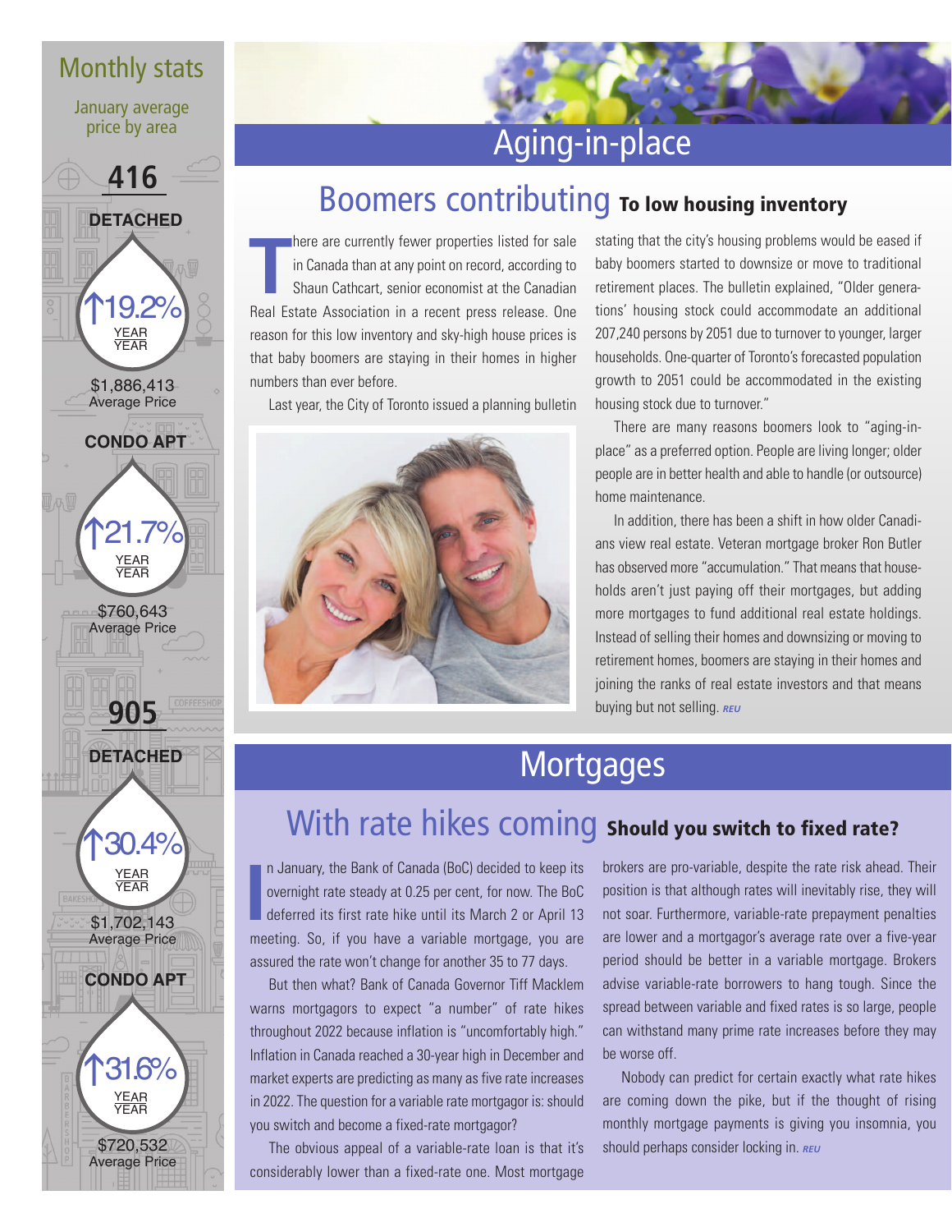## Monthly stats

January average price by area

### 416

**DETACHED**

↑19.2% YEAR/YEAR

$1,886,413 Average Price

**CONDO APT**

↑21.7% YEAR/YEAR

$760,643 Average Price

### 905

**DETACHED**

↑30.4% YEAR/YEAR

$1,702,143 Average Price

**CONDO APT**

↑31.6% YEAR/YEAR

$720,532 Average Price

# Aging-in-place

## Boomers contributing **To low housing inventory**

There are currently fewer properties listed for sale in Canada than at any point on record, according to Shaun Cathcart, senior economist at the Canadian Real Estate Association in a recent press release. One reason for this low inventory and sky-high house prices is that baby boomers are staying in their homes in higher numbers than ever before.

Last year, the City of Toronto issued a planning bulletin stating that the city's housing problems would be eased if baby boomers started to downsize or move to traditional retirement places. The bulletin explained, "Older generations' housing stock could accommodate an additional 207,240 persons by 2051 due to turnover to younger, larger households. One-quarter of Toronto's forecasted population growth to 2051 could be accommodated in the existing housing stock due to turnover."

There are many reasons boomers look to "aging-in-place" as a preferred option. People are living longer; older people are in better health and able to handle (or outsource) home maintenance.

In addition, there has been a shift in how older Canadians view real estate. Veteran mortgage broker Ron Butler has observed more "accumulation." That means that households aren't just paying off their mortgages, but adding more mortgages to fund additional real estate holdings. Instead of selling their homes and downsizing or moving to retirement homes, boomers are staying in their homes and joining the ranks of real estate investors and that means buying but not selling. *REU*

# Mortgages

## With rate hikes coming **Should you switch to fixed rate?**

In January, the Bank of Canada (BoC) decided to keep its overnight rate steady at 0.25 per cent, for now. The BoC deferred its first rate hike until its March 2 or April 13 meeting. So, if you have a variable mortgage, you are assured the rate won't change for another 35 to 77 days.

But then what? Bank of Canada Governor Tiff Macklem warns mortgagors to expect "a number" of rate hikes throughout 2022 because inflation is "uncomfortably high." Inflation in Canada reached a 30-year high in December and market experts are predicting as many as five rate increases in 2022. The question for a variable rate mortgagor is: should you switch and become a fixed-rate mortgagor?

The obvious appeal of a variable-rate loan is that it's considerably lower than a fixed-rate one. Most mortgage brokers are pro-variable, despite the rate risk ahead. Their position is that although rates will inevitably rise, they will not soar. Furthermore, variable-rate prepayment penalties are lower and a mortgagor's average rate over a five-year period should be better in a variable mortgage. Brokers advise variable-rate borrowers to hang tough. Since the spread between variable and fixed rates is so large, people can withstand many prime rate increases before they may be worse off.

Nobody can predict for certain exactly what rate hikes are coming down the pike, but if the thought of rising monthly mortgage payments is giving you insomnia, you should perhaps consider locking in. *REU*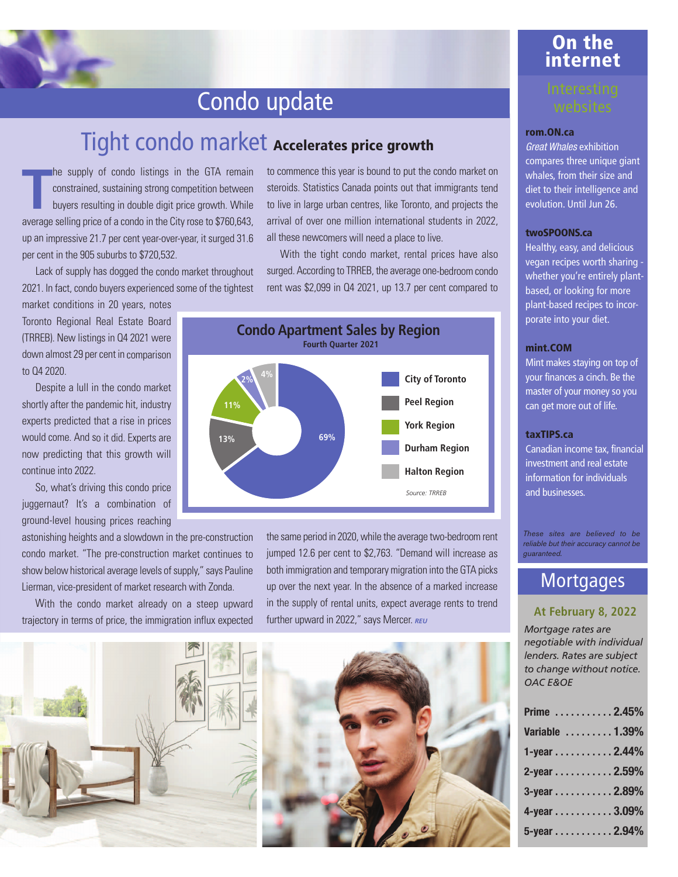# Condo update

## Tight condo market Accelerates price growth

The supply of condo listings in the GTA remain constrained, sustaining strong competition between buyers resulting in double digit price growth. While average selling price of a condo in the City rose to $760,643, up an impressive 21.7 per cent year-over-year, it surged 31.6 per cent in the 905 suburbs to $720,532.

Lack of supply has dogged the condo market throughout 2021. In fact, condo buyers experienced some of the tightest market conditions in 20 years, notes Toronto Regional Real Estate Board (TRREB). New listings in Q4 2021 were down almost 29 per cent in comparison to Q4 2020.

Despite a lull in the condo market shortly after the pandemic hit, industry experts predicted that a rise in prices would come. And so it did. Experts are now predicting that this growth will continue into 2022.

So, what's driving this condo price juggernaut? It's a combination of ground-level housing prices reaching astonishing heights and a slowdown in the pre-construction condo market. "The pre-construction market continues to show below historical average levels of supply," says Pauline Lierman, vice-president of market research with Zonda.

With the condo market already on a steep upward trajectory in terms of price, the immigration influx expected to commence this year is bound to put the condo market on steroids. Statistics Canada points out that immigrants tend to live in large urban centres, like Toronto, and projects the arrival of over one million international students in 2022, all these newcomers will need a place to live.

With the tight condo market, rental prices have also surged. According to TRREB, the average one-bedroom condo rent was $2,099 in Q4 2021, up 13.7 per cent compared to the same period in 2020, while the average two-bedroom rent jumped 12.6 per cent to $2,763. "Demand will increase as both immigration and temporary migration into the GTA picks up over the next year. In the absence of a marked increase in the supply of rental units, expect average rents to trend further upward in 2022," says Mercer. *REU*

**Condo Apartment Sales by Region**
**Fourth Quarter 2021**

| Region | Share |
|---|---|
| City of Toronto | 69% |
| Peel Region | 13% |
| York Region | 11% |
| Durham Region | 2% |
| Halton Region | 4% |

*Source: TRREB*

# On the internet

## Interesting websites

**rom.ON.ca**
*Great Whales* exhibition compares three unique giant whales, from their size and diet to their intelligence and evolution. Until Jun 26.

**twoSPOONS.ca**
Healthy, easy, and delicious vegan recipes worth sharing - whether you're entirely plant-based, or looking for more plant-based recipes to incorporate into your diet.

**mint.COM**
Mint makes staying on top of your finances a cinch. Be the master of your money so you can get more out of life.

**taxTIPS.ca**
Canadian income tax, financial investment and real estate information for individuals and businesses.

*These sites are believed to be reliable but their accuracy cannot be guaranteed.*

# Mortgages

**At February 8, 2022**

*Mortgage rates are negotiable with individual lenders. Rates are subject to change without notice. OAC E&OE*

| Term | Rate |
|---|---|
| Prime | 2.45% |
| Variable | 1.39% |
| 1-year | 2.44% |
| 2-year | 2.59% |
| 3-year | 2.89% |
| 4-year | 3.09% |
| 5-year | 2.94% |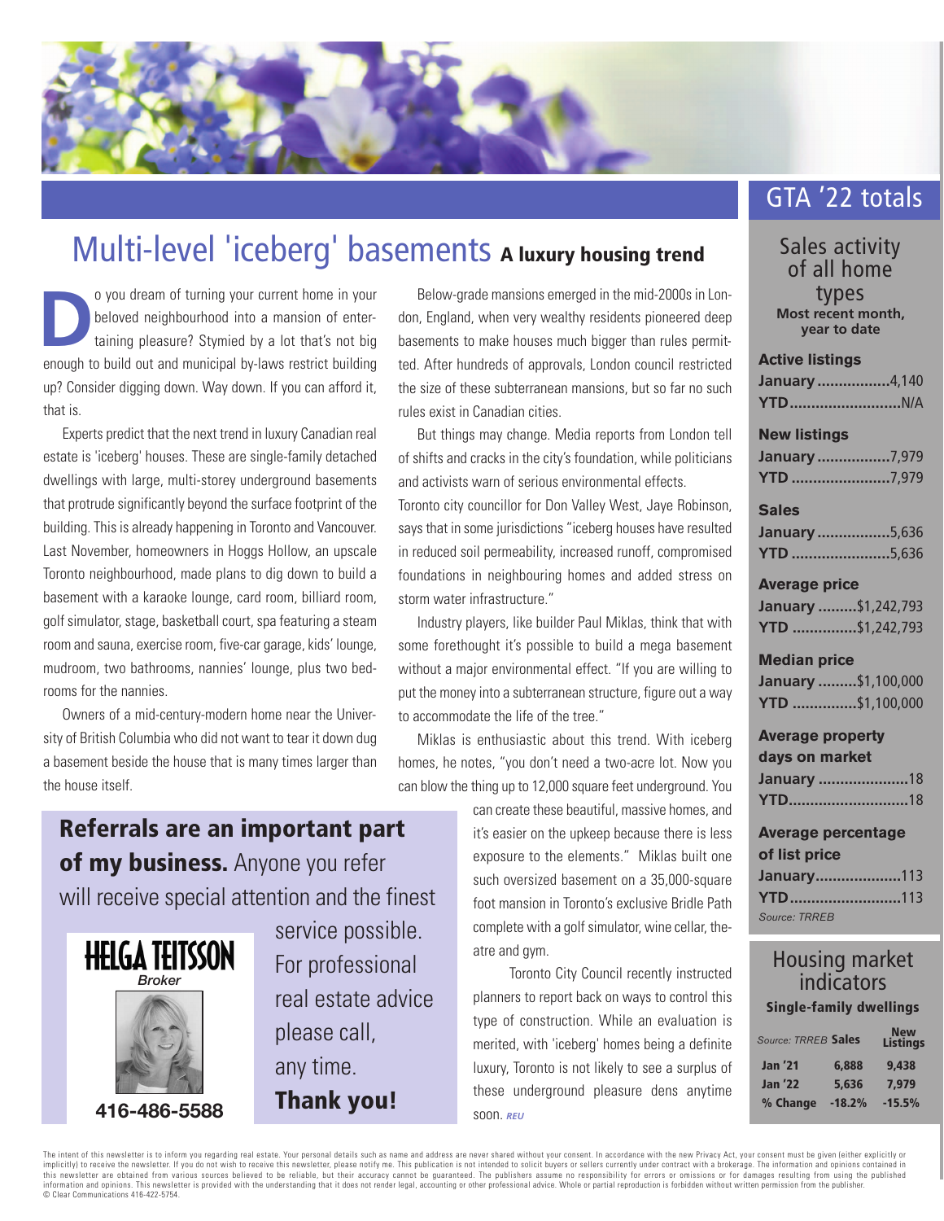# Multi-level 'iceberg' basements **A luxury housing trend**

Do you dream of turning your current home in your beloved neighbourhood into a mansion of entertaining pleasure? Stymied by a lot that's not big enough to build out and municipal by-laws restrict building up? Consider digging down. Way down. If you can afford it, that is.

Experts predict that the next trend in luxury Canadian real estate is 'iceberg' houses. These are single-family detached dwellings with large, multi-storey underground basements that protrude significantly beyond the surface footprint of the building. This is already happening in Toronto and Vancouver. Last November, homeowners in Hoggs Hollow, an upscale Toronto neighbourhood, made plans to dig down to build a basement with a karaoke lounge, card room, billiard room, golf simulator, stage, basketball court, spa featuring a steam room and sauna, exercise room, five-car garage, kids' lounge, mudroom, two bathrooms, nannies' lounge, plus two bedrooms for the nannies.

Owners of a mid-century-modern home near the University of British Columbia who did not want to tear it down dug a basement beside the house that is many times larger than the house itself.

Below-grade mansions emerged in the mid-2000s in London, England, when very wealthy residents pioneered deep basements to make houses much bigger than rules permitted. After hundreds of approvals, London council restricted the size of these subterranean mansions, but so far no such rules exist in Canadian cities.

But things may change. Media reports from London tell of shifts and cracks in the city's foundation, while politicians and activists warn of serious environmental effects. Toronto city councillor for Don Valley West, Jaye Robinson, says that in some jurisdictions "iceberg houses have resulted in reduced soil permeability, increased runoff, compromised foundations in neighbouring homes and added stress on storm water infrastructure."

Industry players, like builder Paul Miklas, think that with some forethought it's possible to build a mega basement without a major environmental effect. "If you are willing to put the money into a subterranean structure, figure out a way to accommodate the life of the tree."

Miklas is enthusiastic about this trend. With iceberg homes, he notes, "you don't need a two-acre lot. Now you can blow the thing up to 12,000 square feet underground. You can create these beautiful, massive homes, and it's easier on the upkeep because there is less exposure to the elements." Miklas built one such oversized basement on a 35,000-square foot mansion in Toronto's exclusive Bridle Path complete with a golf simulator, wine cellar, theatre and gym.

Toronto City Council recently instructed planners to report back on ways to control this type of construction. While an evaluation is merited, with 'iceberg' homes being a definite luxury, Toronto is not likely to see a surplus of these underground pleasure dens anytime soon. *REU*

**Referrals are an important part of my business.** Anyone you refer will receive special attention and the finest service possible. For professional real estate advice please call, any time. **Thank you!**

**HELGA TEITSSON**
*Broker*
**416-486-5588**

## GTA '22 totals

### Sales activity of all home types
**Most recent month, year to date**

**Active listings**
January .................4,140
YTD..........................N/A

**New listings**
January .................7,979
YTD .......................7,979

**Sales**
January .................5,636
YTD .......................5,636

**Average price**
January .........$1,242,793
YTD ...............$1,242,793

**Median price**
January .........$1,100,000
YTD ...............$1,100,000

**Average property days on market**
January .....................18
YTD...........................18

**Average percentage of list price**
January....................113
YTD..........................113

*Source: TRREB*

### Housing market indicators
**Single-family dwellings**

| *Source: TRREB* | Sales | New Listings |
|---|---|---|
| Jan '21 | 6,888 | 9,438 |
| Jan '22 | 5,636 | 7,979 |
| % Change | -18.2% | -15.5% |

The intent of this newsletter is to inform you regarding real estate. Your personal details such as name and address are never shared without your consent. In accordance with the new Privacy Act, your consent must be given (either explicitly or implicitly) to receive the newsletter. If you do not wish to receive this newsletter, please notify me. This publication is not intended to solicit buyers or sellers currently under contract with a brokerage. The information and opinions contained in this newsletter are obtained from various sources believed to be reliable, but their accuracy cannot be guaranteed. The publishers assume no responsibility for errors or omissions or for damages resulting from using the published information and opinions. This newsletter is provided with the understanding that it does not render legal, accounting or other professional advice. Whole or partial reproduction is forbidden without written permission from the publisher.
© Clear Communications 416-422-5754.